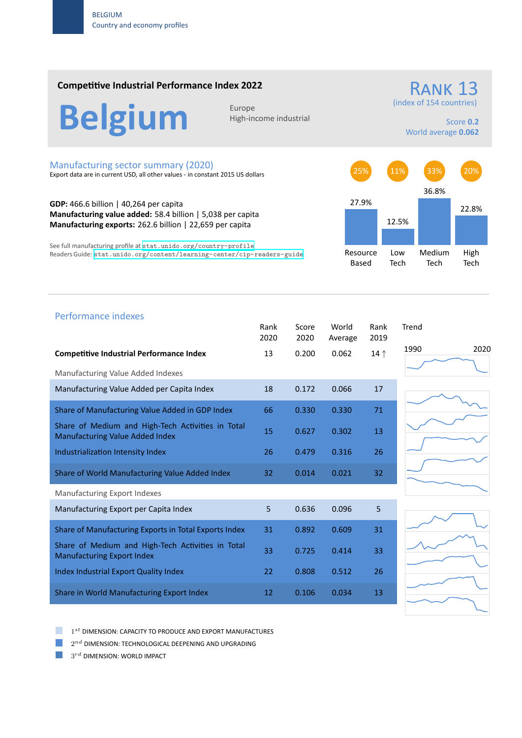BELGIUM
Country and economy profiles

## Competitive Industrial Performance Index 2022

# Belgium

Europe
High-income industrial

**RANK 13**
(index of 154 countries)

Score **0.2**
World average **0.062**

## Manufacturing sector summary (2020)

Export data are in current USD, all other values - in constant 2015 US dollars

**GDP:** 466.6 billion | 40,264 per capita
**Manufacturing value added:** 58.4 billion | 5,038 per capita
**Manufacturing exports:** 262.6 billion | 22,659 per capita

See full manufacturing profile at `stat.unido.org/country-profile`
Readers Guide: `stat.unido.org/content/learning-center/cip-readers-guide`

| | Resource Based | Low Tech | Medium Tech | High Tech |
|---|---|---|---|---|
| Share | 25% | 11% | 33% | 20% |
| Value | 27.9% | 12.5% | 36.8% | 22.8% |

## Performance indexes

| | Rank 2020 | Score 2020 | World Average | Rank 2019 |
|---|---|---|---|---|
| **Competitive Industrial Performance Index** | 13 | 0.200 | 0.062 | 14 ↑ |
| *Manufacturing Value Added Indexes* | | | | |
| Manufacturing Value Added per Capita Index | 18 | 0.172 | 0.066 | 17 |
| Share of Manufacturing Value Added in GDP Index | 66 | 0.330 | 0.330 | 71 |
| Share of Medium and High-Tech Activities in Total Manufacturing Value Added Index | 15 | 0.627 | 0.302 | 13 |
| Industrialization Intensity Index | 26 | 0.479 | 0.316 | 26 |
| Share of World Manufacturing Value Added Index | 32 | 0.014 | 0.021 | 32 |
| *Manufacturing Export Indexes* | | | | |
| Manufacturing Export per Capita Index | 5 | 0.636 | 0.096 | 5 |
| Share of Manufacturing Exports in Total Exports Index | 31 | 0.892 | 0.609 | 31 |
| Share of Medium and High-Tech Activities in Total Manufacturing Export Index | 33 | 0.725 | 0.414 | 33 |
| Index Industrial Export Quality Index | 22 | 0.808 | 0.512 | 26 |
| Share in World Manufacturing Export Index | 12 | 0.106 | 0.034 | 13 |

Trend: 1990 – 2020

1st DIMENSION: CAPACITY TO PRODUCE AND EXPORT MANUFACTURES
2nd DIMENSION: TECHNOLOGICAL DEEPENING AND UPGRADING
3rd DIMENSION: WORLD IMPACT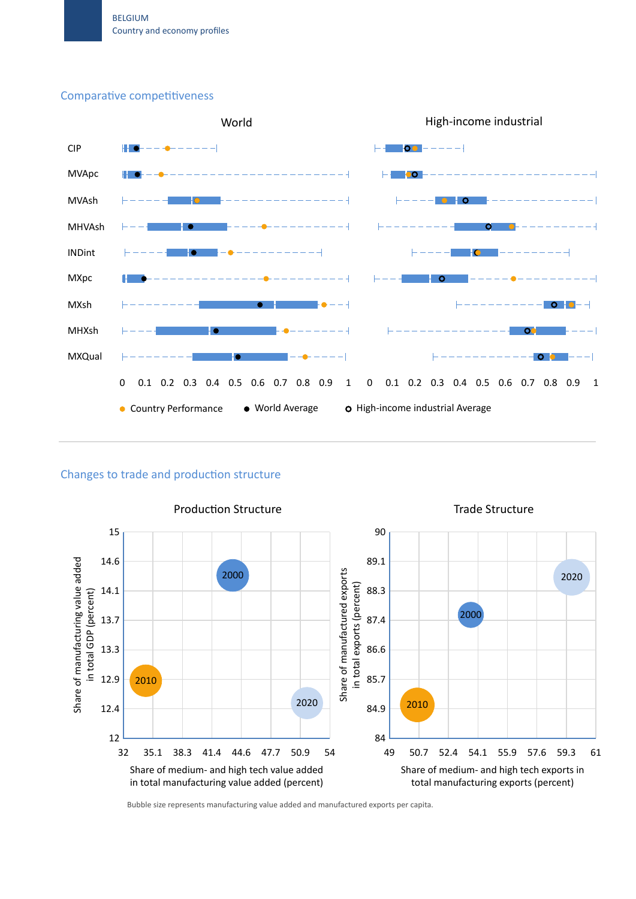## Comparative competitiveness

World

High-income industrial

CIP

MVApc

MVAsh

MHVAsh

INDint

MXpc

MXsh

MHXsh

MXQual

0 0.1 0.2 0.3 0.4 0.5 0.6 0.7 0.8 0.9 1

0 0.1 0.2 0.3 0.4 0.5 0.6 0.7 0.8 0.9 1

Country Performance World Average High-income industrial Average

## Changes to trade and production structure

Production Structure

Share of manufacturing value added in total GDP (percent)

15
14.6
14.1
13.7
13.3
12.9
12.4
12

32 35.1 38.3 41.4 44.6 47.7 50.9 54

Share of medium- and high tech value added in total manufacturing value added (percent)

2000

2010

2020

Trade Structure

Share of manufactured exports in total exports (percent)

90
89.1
88.3
87.4
86.6
85.7
84.9
84

49 50.7 52.4 54.1 55.9 57.6 59.3 61

Share of medium- and high tech exports in total manufacturing exports (percent)

2020

2000

2010

Bubble size represents manufacturing value added and manufactured exports per capita.